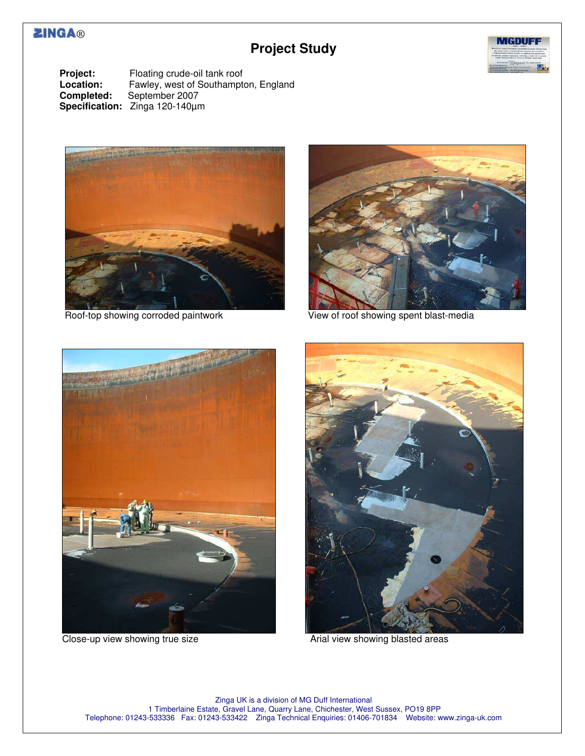ZINGA®

# Project Study

**Project:** Floating crude-oil tank roof
**Location:** Fawley, west of Southampton, England
**Completed:** September 2007
**Specification:** Zinga 120-140µm

Roof-top showing corroded paintwork

View of roof showing spent blast-media

Close-up view showing true size

Arial view showing blasted areas

Zinga UK is a division of MG Duff International
1 Timberlaine Estate, Gravel Lane, Quarry Lane, Chichester, West Sussex, PO19 8PP
Telephone: 01243-533336 Fax: 01243-533422 Zinga Technical Enquiries: 01406-701834 Website: www.zinga-uk.com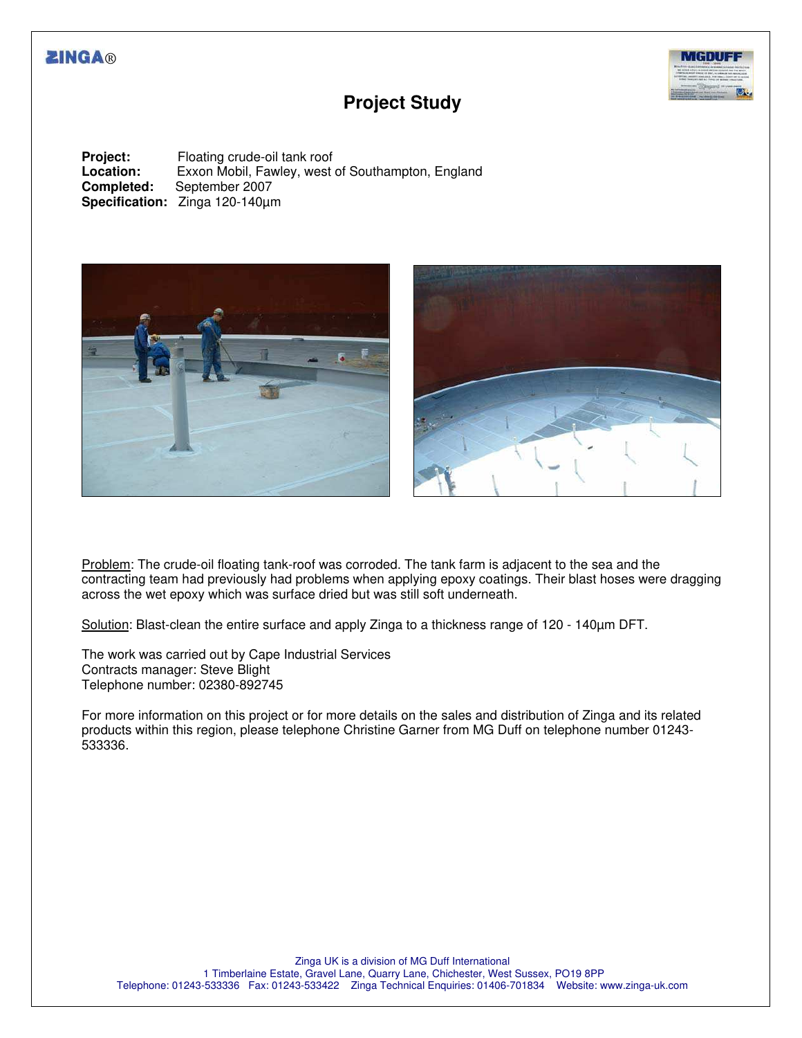ZINGA®

# Project Study

**Project:** Floating crude-oil tank roof
**Location:** Exxon Mobil, Fawley, west of Southampton, England
**Completed:** September 2007
**Specification:** Zinga 120-140µm

Problem: The crude-oil floating tank-roof was corroded. The tank farm is adjacent to the sea and the contracting team had previously had problems when applying epoxy coatings. Their blast hoses were dragging across the wet epoxy which was surface dried but was still soft underneath.

Solution: Blast-clean the entire surface and apply Zinga to a thickness range of 120 - 140µm DFT.

The work was carried out by Cape Industrial Services
Contracts manager: Steve Blight
Telephone number: 02380-892745

For more information on this project or for more details on the sales and distribution of Zinga and its related products within this region, please telephone Christine Garner from MG Duff on telephone number 01243-533336.

Zinga UK is a division of MG Duff International
1 Timberlaine Estate, Gravel Lane, Quarry Lane, Chichester, West Sussex, PO19 8PP
Telephone: 01243-533336 Fax: 01243-533422 Zinga Technical Enquiries: 01406-701834 Website: www.zinga-uk.com